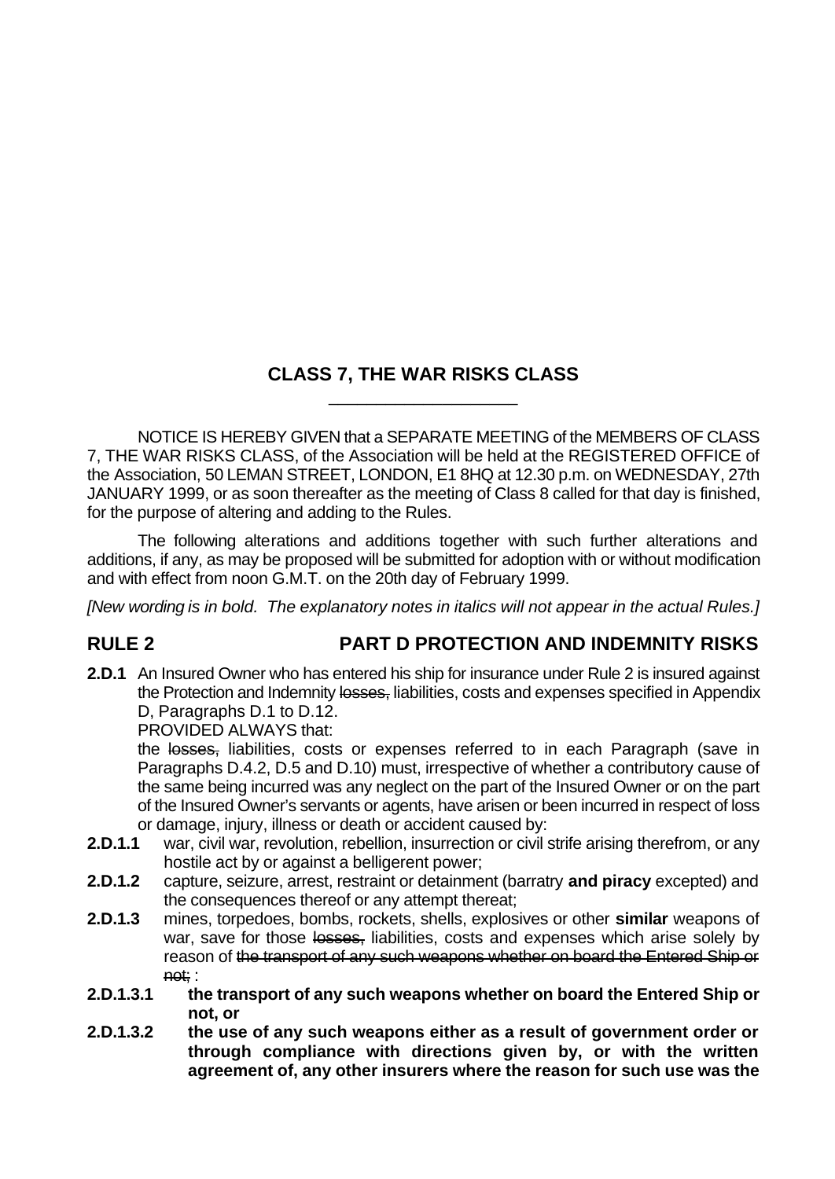## CLASS 7, THE WAR RISKS CLASS

NOTICE IS HEREBY GIVEN that a SEPARATE MEETING of the MEMBERS OF CLASS 7, THE WAR RISKS CLASS, of the Association will be held at the REGISTERED OFFICE of the Association, 50 LEMAN STREET, LONDON, E1 8HQ at 12.30 p.m. on WEDNESDAY, 27th JANUARY 1999, or as soon thereafter as the meeting of Class 8 called for that day is finished, for the purpose of altering and adding to the Rules.

The following alterations and additions together with such further alterations and additions, if any, as may be proposed will be submitted for adoption with or without modification and with effect from noon G.M.T. on the 20th day of February 1999.

*[New wording is in bold. The explanatory notes in italics will not appear in the actual Rules.]*

### RULE 2 PART D PROTECTION AND INDEMNITY RISKS

**2.D.1** An Insured Owner who has entered his ship for insurance under Rule 2 is insured against the Protection and Indemnity ~~losses,~~ liabilities, costs and expenses specified in Appendix D, Paragraphs D.1 to D.12.

PROVIDED ALWAYS that:

the ~~losses,~~ liabilities, costs or expenses referred to in each Paragraph (save in Paragraphs D.4.2, D.5 and D.10) must, irrespective of whether a contributory cause of the same being incurred was any neglect on the part of the Insured Owner or on the part of the Insured Owner's servants or agents, have arisen or been incurred in respect of loss or damage, injury, illness or death or accident caused by:

**2.D.1.1** war, civil war, revolution, rebellion, insurrection or civil strife arising therefrom, or any hostile act by or against a belligerent power;

**2.D.1.2** capture, seizure, arrest, restraint or detainment (barratry **and piracy** excepted) and the consequences thereof or any attempt thereat;

**2.D.1.3** mines, torpedoes, bombs, rockets, shells, explosives or other **similar** weapons of war, save for those ~~losses,~~ liabilities, costs and expenses which arise solely by reason of ~~the transport of any such weapons whether on board the Entered Ship or not;~~ :

**2.D.1.3.1 the transport of any such weapons whether on board the Entered Ship or not, or**

**2.D.1.3.2 the use of any such weapons either as a result of government order or through compliance with directions given by, or with the written agreement of, any other insurers where the reason for such use was the**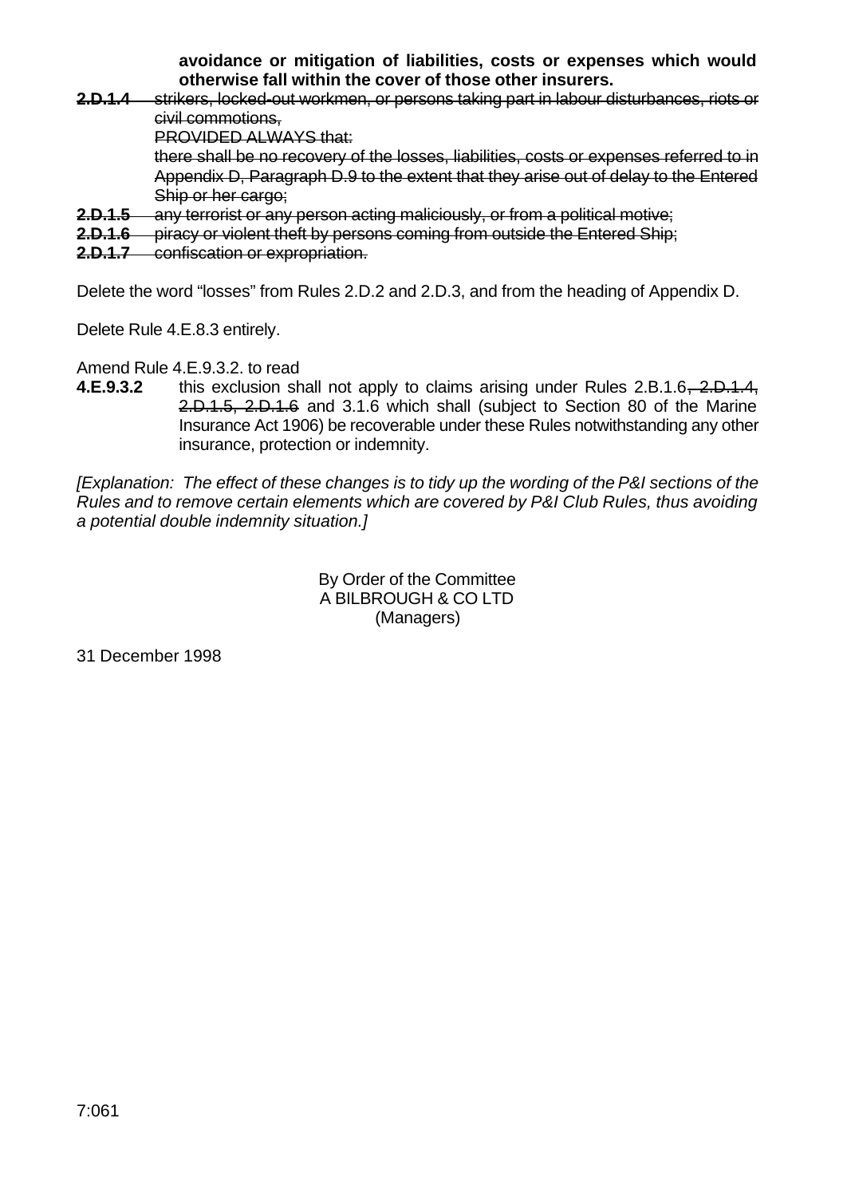**avoidance or mitigation of liabilities, costs or expenses which would otherwise fall within the cover of those other insurers.**

~~**2.D.1.4** strikers, locked-out workmen, or persons taking part in labour disturbances, riots or civil commotions,~~
~~PROVIDED ALWAYS that:~~
~~there shall be no recovery of the losses, liabilities, costs or expenses referred to in Appendix D, Paragraph D.9 to the extent that they arise out of delay to the Entered Ship or her cargo;~~

~~**2.D.1.5** any terrorist or any person acting maliciously, or from a political motive;~~

~~**2.D.1.6** piracy or violent theft by persons coming from outside the Entered Ship;~~

~~**2.D.1.7** confiscation or expropriation.~~

Delete the word "losses" from Rules 2.D.2 and 2.D.3, and from the heading of Appendix D.

Delete Rule 4.E.8.3 entirely.

Amend Rule 4.E.9.3.2. to read

**4.E.9.3.2** this exclusion shall not apply to claims arising under Rules 2.B.1.6~~, 2.D.1.4, 2.D.1.5, 2.D.1.6~~ and 3.1.6 which shall (subject to Section 80 of the Marine Insurance Act 1906) be recoverable under these Rules notwithstanding any other insurance, protection or indemnity.

*[Explanation: The effect of these changes is to tidy up the wording of the P&I sections of the Rules and to remove certain elements which are covered by P&I Club Rules, thus avoiding a potential double indemnity situation.]*

By Order of the Committee
A BILBROUGH & CO LTD
(Managers)

31 December 1998

7:061